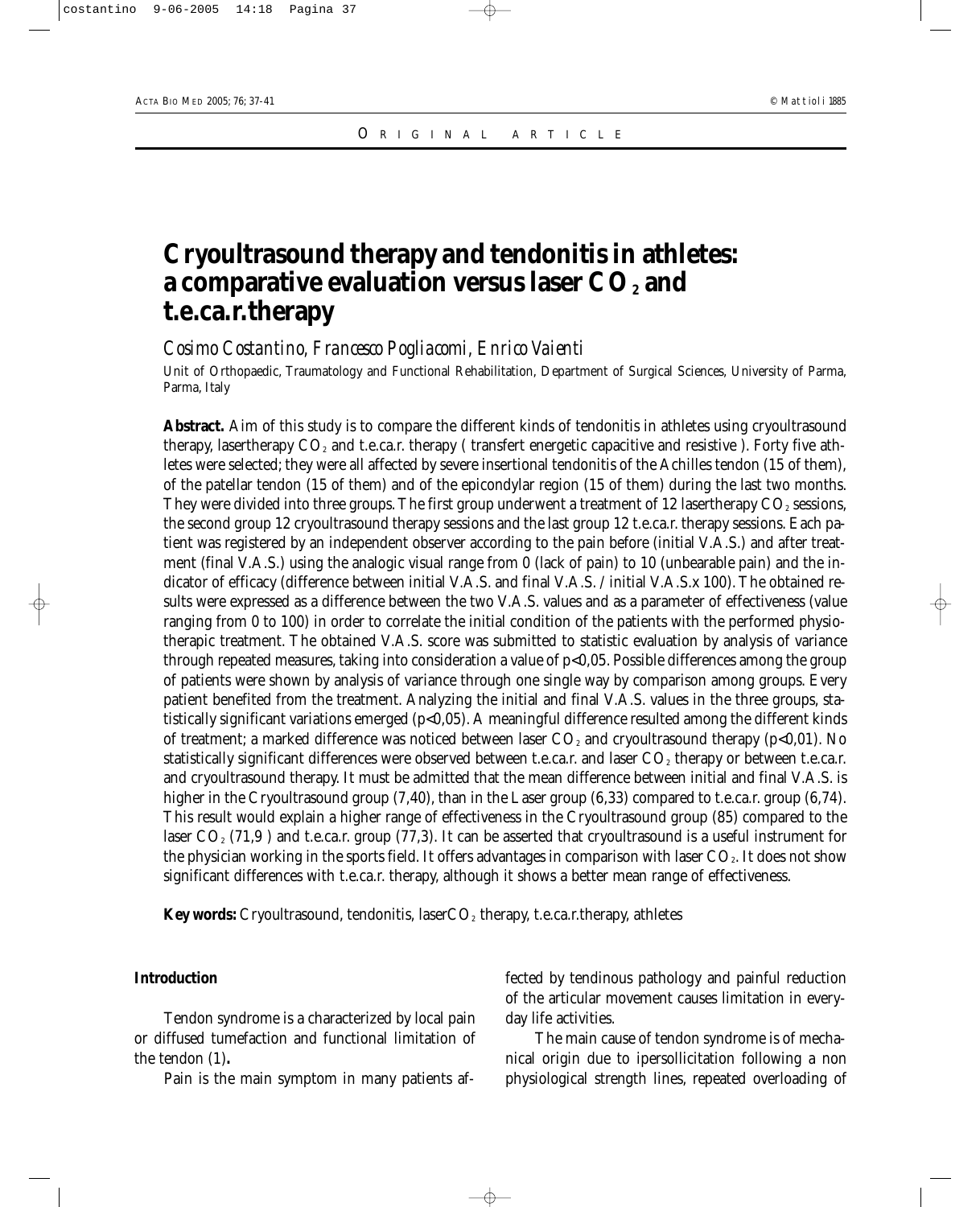ORIGINAL ARTICLE

# Cryoultrasound therapy and tendonitis in athletes: a comparative evaluation versus laser $CO_2$ and t.e.ca.r.therapy

*Cosimo Costantino, Francesco Pogliacomi, Enrico Vaienti*

Unit of Orthopaedic, Traumatology and Functional Rehabilitation, Department of Surgical Sciences, University of Parma, Parma, Italy

**Abstract.** Aim of this study is to compare the different kinds of tendonitis in athletes using cryoultrasound therapy, lasertherapy $CO_2$ and t.e.ca.r. therapy ( transfert energetic capacitive and resistive ). Forty five athletes were selected; they were all affected by severe insertional tendonitis of the Achilles tendon (15 of them), of the patellar tendon (15 of them) and of the epicondylar region (15 of them) during the last two months. They were divided into three groups. The first group underwent a treatment of 12 lasertherapy $CO_2$ sessions, the second group 12 cryoultrasound therapy sessions and the last group 12 t.e.ca.r. therapy sessions. Each patient was registered by an independent observer according to the pain before (initial V.A.S.) and after treatment (final V.A.S.) using the analogic visual range from 0 (lack of pain) to 10 (unbearable pain) and the indicator of efficacy (difference between initial V.A.S. and final V.A.S. / initial V.A.S.x 100). The obtained results were expressed as a difference between the two V.A.S. values and as a parameter of effectiveness (value ranging from 0 to 100) in order to correlate the initial condition of the patients with the performed physiotherapic treatment. The obtained V.A.S. score was submitted to statistic evaluation by analysis of variance through repeated measures, taking into consideration a value of $p<0{,}05$. Possible differences among the group of patients were shown by analysis of variance through one single way by comparison among groups. Every patient benefited from the treatment. Analyzing the initial and final V.A.S. values in the three groups, statistically significant variations emerged ($p<0{,}05$). A meaningful difference resulted among the different kinds of treatment; a marked difference was noticed between laser $CO_2$ and cryoultrasound therapy ($p<0{,}01$). No statistically significant differences were observed between t.e.ca.r. and laser $CO_2$ therapy or between t.e.ca.r. and cryoultrasound therapy. It must be admitted that the mean difference between initial and final V.A.S. is higher in the Cryoultrasound group (7,40), than in the Laser group (6,33) compared to t.e.ca.r. group (6,74). This result would explain a higher range of effectiveness in the Cryoultrasound group (85) compared to the laser $CO_2$ (71,9 ) and t.e.ca.r. group (77,3). It can be asserted that cryoultrasound is a useful instrument for the physician working in the sports field. It offers advantages in comparison with laser $CO_2$. It does not show significant differences with t.e.ca.r. therapy, although it shows a better mean range of effectiveness.

**Key words:** Cryoultrasound, tendonitis, laser$CO_2$ therapy, t.e.ca.r.therapy, athletes

## Introduction

Tendon syndrome is a characterized by local pain or diffused tumefaction and functional limitation of the tendon (1)**.**

Pain is the main symptom in many patients affected by tendinous pathology and painful reduction of the articular movement causes limitation in everyday life activities.

The main cause of tendon syndrome is of mechanical origin due to ipersollicitation following a non physiological strength lines, repeated overloading of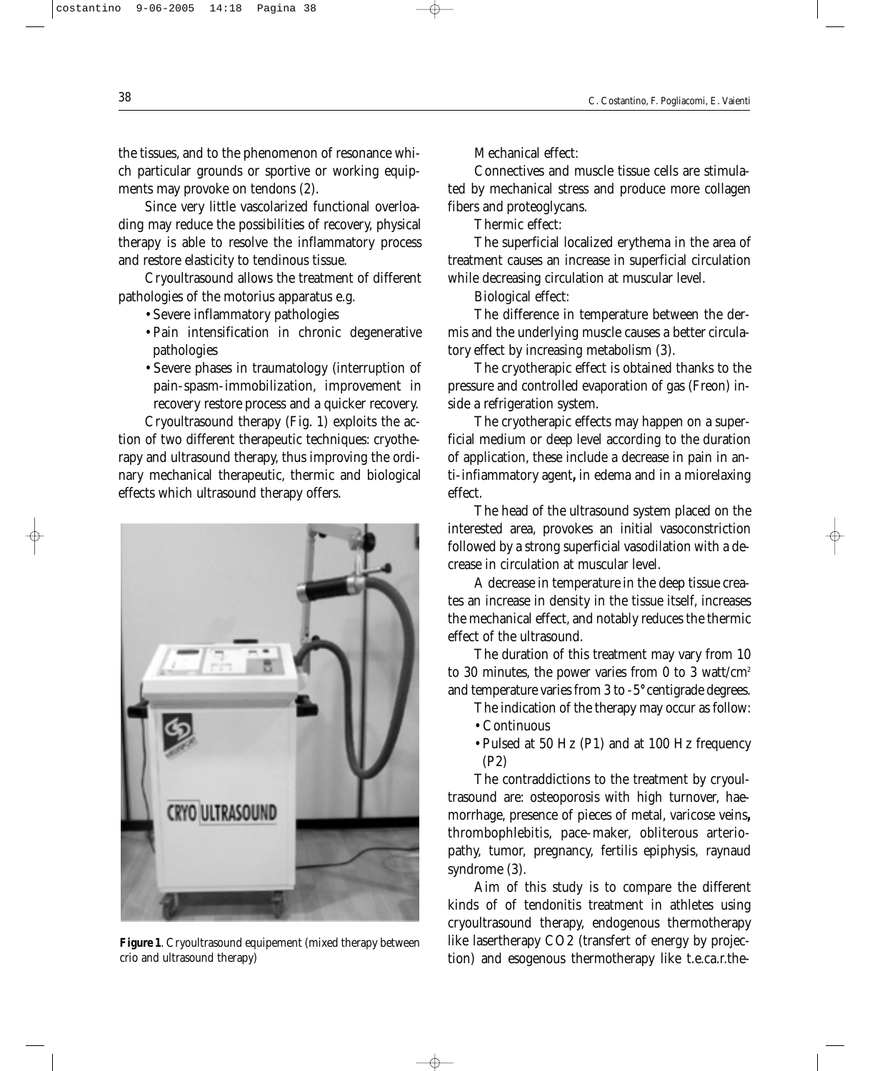the tissues, and to the phenomenon of resonance which particular grounds or sportive or working equipments may provoke on tendons (2).

Since very little vascolarized functional overloading may reduce the possibilities of recovery, physical therapy is able to resolve the inflammatory process and restore elasticity to tendinous tissue.

Cryoultrasound allows the treatment of different pathologies of the motorius apparatus e.g.

- Severe inflammatory pathologies
- Pain intensification in chronic degenerative pathologies
- Severe phases in traumatology (interruption of pain-spasm-immobilization, improvement in recovery restore process and a quicker recovery.

Cryoultrasound therapy (Fig. 1) exploits the action of two different therapeutic techniques: cryotherapy and ultrasound therapy, thus improving the ordinary mechanical therapeutic, thermic and biological effects which ultrasound therapy offers.

**Figure 1**. Cryoultrasound equipement (mixed therapy between crio and ultrasound therapy)

Mechanical effect:

Connectives and muscle tissue cells are stimulated by mechanical stress and produce more collagen fibers and proteoglycans.

Thermic effect:

The superficial localized erythema in the area of treatment causes an increase in superficial circulation while decreasing circulation at muscular level.

Biological effect:

The difference in temperature between the dermis and the underlying muscle causes a better circulatory effect by increasing metabolism (3).

The cryotherapic effect is obtained thanks to the pressure and controlled evaporation of gas (Freon) inside a refrigeration system.

The cryotherapic effects may happen on a superficial medium or deep level according to the duration of application, these include a decrease in pain in anti-infiammatory agent**,** in edema and in a miorelaxing effect.

The head of the ultrasound system placed on the interested area, provokes an initial vasoconstriction followed by a strong superficial vasodilation with a decrease in circulation at muscular level.

A decrease in temperature in the deep tissue creates an increase in density in the tissue itself, increases the mechanical effect, and notably reduces the thermic effect of the ultrasound.

The duration of this treatment may vary from 10 to 30 minutes, the power varies from 0 to 3 watt/cm$^2$ and temperature varies from 3 to -5° centigrade degrees.

The indication of the therapy may occur as follow:

- Continuous
- Pulsed at 50 Hz (P1) and at 100 Hz frequency (P2)

The contraddictions to the treatment by cryoultrasound are: osteoporosis with high turnover, haemorrhage, presence of pieces of metal, varicose veins**,** thrombophlebitis, pace-maker, obliterous arteriopathy, tumor, pregnancy, fertilis epiphysis, raynaud syndrome (3).

Aim of this study is to compare the different kinds of of tendonitis treatment in athletes using cryoultrasound therapy, endogenous thermotherapy like lasertherapy CO2 (transfert of energy by projection) and esogenous thermotherapy like t.e.ca.r.the-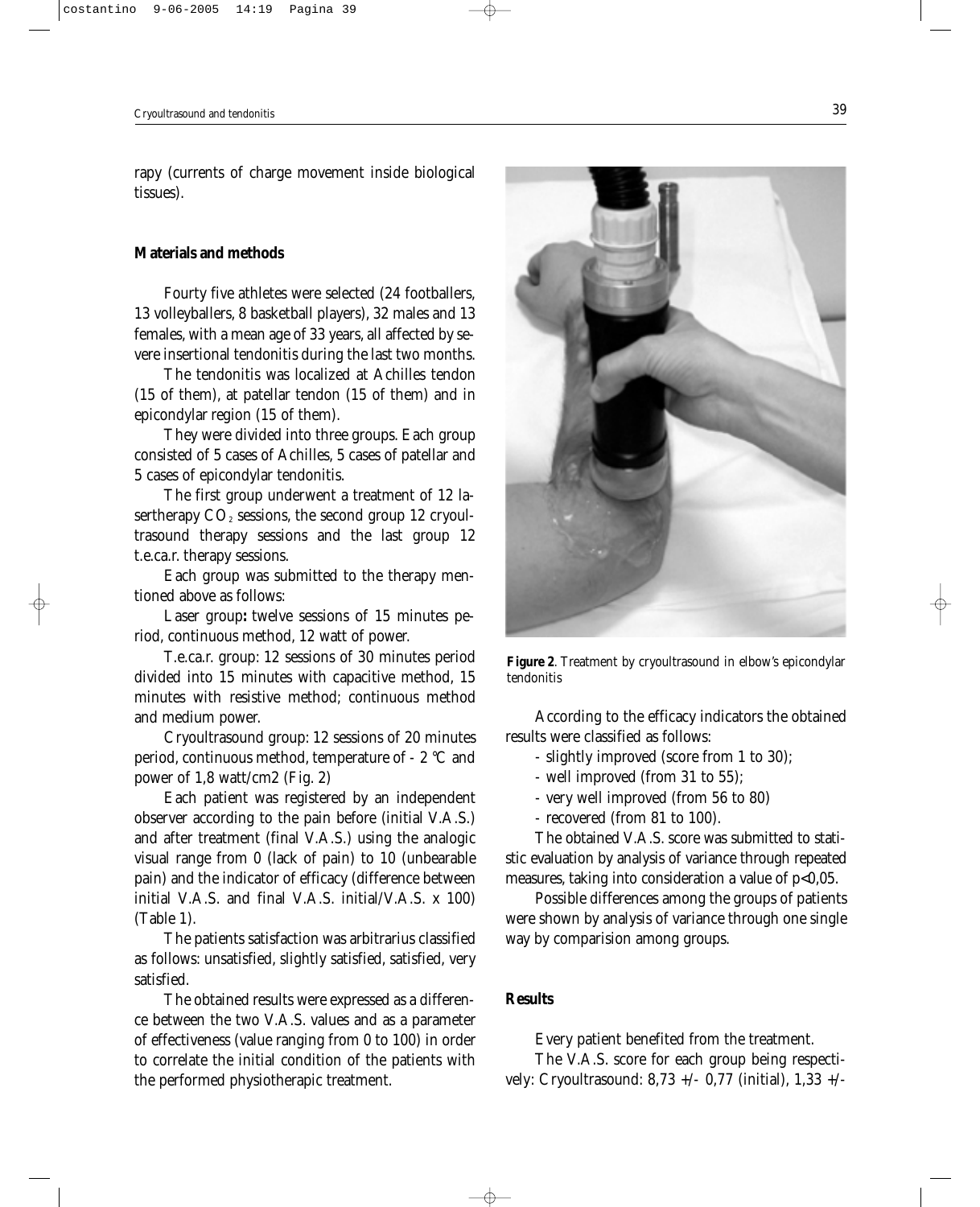rapy (currents of charge movement inside biological tissues).

## Materials and methods

Fourty five athletes were selected (24 footballers, 13 volleyballers, 8 basketball players), 32 males and 13 females, with a mean age of 33 years, all affected by severe insertional tendonitis during the last two months.

The tendonitis was localized at Achilles tendon (15 of them), at patellar tendon (15 of them) and in epicondylar region (15 of them).

They were divided into three groups. Each group consisted of 5 cases of Achilles, 5 cases of patellar and 5 cases of epicondylar tendonitis.

The first group underwent a treatment of 12 lasertherapy $CO_2$ sessions, the second group 12 cryoultrasound therapy sessions and the last group 12 t.e.ca.r. therapy sessions.

Each group was submitted to the therapy mentioned above as follows:

Laser group**:** twelve sessions of 15 minutes period, continuous method, 12 watt of power.

T.e.ca.r. group: 12 sessions of 30 minutes period divided into 15 minutes with capacitive method, 15 minutes with resistive method; continuous method and medium power.

Cryoultrasound group: 12 sessions of 20 minutes period, continuous method, temperature of - 2 °C and power of 1,8 watt/cm2 (Fig. 2)

Each patient was registered by an independent observer according to the pain before (initial V.A.S.) and after treatment (final V.A.S.) using the analogic visual range from 0 (lack of pain) to 10 (unbearable pain) and the indicator of efficacy (difference between initial V.A.S. and final V.A.S. initial/V.A.S. x 100) (Table 1).

The patients satisfaction was arbitrarius classified as follows: unsatisfied, slightly satisfied, satisfied, very satisfied.

The obtained results were expressed as a difference between the two V.A.S. values and as a parameter of effectiveness (value ranging from 0 to 100) in order to correlate the initial condition of the patients with the performed physiotherapic treatment.

**Figure 2**. Treatment by cryoultrasound in elbow's epicondylar tendonitis

According to the efficacy indicators the obtained results were classified as follows:

- slightly improved (score from 1 to 30);
- well improved (from 31 to 55);
- very well improved (from 56 to 80)
- recovered (from 81 to 100).

The obtained V.A.S. score was submitted to statistic evaluation by analysis of variance through repeated measures, taking into consideration a value of $p<0,05$.

Possible differences among the groups of patients were shown by analysis of variance through one single way by comparision among groups.

## Results

Every patient benefited from the treatment.

The V.A.S. score for each group being respectively: Cryoultrasound: 8,73 +/- 0,77 (initial), 1,33 +/-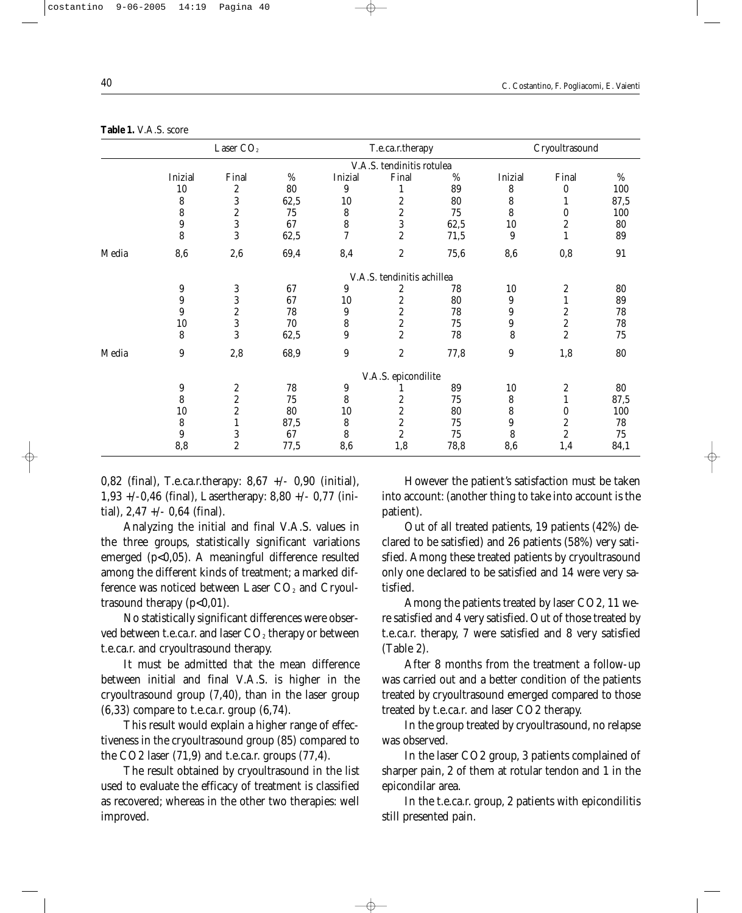**Table 1.** V.A.S. score

| | Laser $CO_2$ | | | T.e.ca.r.therapy | | | Cryoultrasound | | |
|---|---|---|---|---|---|---|---|---|---|
| | V.A.S. tendinitis rotulea | | | | | | | | |
| | Inizial | Final | % | Inizial | Final | % | Inizial | Final | % |
| | 10 | 2 | 80 | 9 | 1 | 89 | 8 | 0 | 100 |
| | 8 | 3 | 62,5 | 10 | 2 | 80 | 8 | 1 | 87,5 |
| | 8 | 2 | 75 | 8 | 2 | 75 | 8 | 0 | 100 |
| | 9 | 3 | 67 | 8 | 3 | 62,5 | 10 | 2 | 80 |
| | 8 | 3 | 62,5 | 7 | 2 | 71,5 | 9 | 1 | 89 |
| Media | 8,6 | 2,6 | 69,4 | 8,4 | 2 | 75,6 | 8,6 | 0,8 | 91 |
| | V.A.S. tendinitis achillea | | | | | | | | |
| | 9 | 3 | 67 | 9 | 2 | 78 | 10 | 2 | 80 |
| | 9 | 3 | 67 | 10 | 2 | 80 | 9 | 1 | 89 |
| | 9 | 2 | 78 | 9 | 2 | 78 | 9 | 2 | 78 |
| | 10 | 3 | 70 | 8 | 2 | 75 | 9 | 2 | 78 |
| | 8 | 3 | 62,5 | 9 | 2 | 78 | 8 | 2 | 75 |
| Media | 9 | 2,8 | 68,9 | 9 | 2 | 77,8 | 9 | 1,8 | 80 |
| | V.A.S. epicondilite | | | | | | | | |
| | 9 | 2 | 78 | 9 | 1 | 89 | 10 | 2 | 80 |
| | 8 | 2 | 75 | 8 | 2 | 75 | 8 | 1 | 87,5 |
| | 10 | 2 | 80 | 10 | 2 | 80 | 8 | 0 | 100 |
| | 8 | 1 | 87,5 | 8 | 2 | 75 | 9 | 2 | 78 |
| | 9 | 3 | 67 | 8 | 2 | 75 | 8 | 2 | 75 |
| | 8,8 | 2 | 77,5 | 8,6 | 1,8 | 78,8 | 8,6 | 1,4 | 84,1 |

0,82 (final), T.e.ca.r.therapy: 8,67 +/- 0,90 (initial), 1,93 +/-0,46 (final), Lasertherapy: 8,80 +/- 0,77 (initial), 2,47 +/- 0,64 (final).

Analyzing the initial and final V.A.S. values in the three groups, statistically significant variations emerged ($p<0,05$). A meaningful difference resulted among the different kinds of treatment; a marked difference was noticed between Laser $CO_2$ and Cryoultrasound therapy ($p<0,01$).

No statistically significant differences were observed between t.e.ca.r. and laser $CO_2$ therapy or between t.e.ca.r. and cryoultrasound therapy.

It must be admitted that the mean difference between initial and final V.A.S. is higher in the cryoultrasound group (7,40), than in the laser group (6,33) compare to t.e.ca.r. group (6,74).

This result would explain a higher range of effectiveness in the cryoultrasound group (85) compared to the CO2 laser (71,9) and t.e.ca.r. groups (77,4).

The result obtained by cryoultrasound in the list used to evaluate the efficacy of treatment is classified as recovered; whereas in the other two therapies: well improved.

However the patient's satisfaction must be taken into account: (another thing to take into account is the patient).

Out of all treated patients, 19 patients (42%) declared to be satisfied) and 26 patients (58%) very satisfied. Among these treated patients by cryoultrasound only one declared to be satisfied and 14 were very satisfied.

Among the patients treated by laser CO2, 11 were satisfied and 4 very satisfied. Out of those treated by t.e.ca.r. therapy, 7 were satisfied and 8 very satisfied (Table 2).

After 8 months from the treatment a follow-up was carried out and a better condition of the patients treated by cryoultrasound emerged compared to those treated by t.e.ca.r. and laser CO2 therapy.

In the group treated by cryoultrasound, no relapse was observed.

In the laser CO2 group, 3 patients complained of sharper pain, 2 of them at rotular tendon and 1 in the epicondilar area.

In the t.e.ca.r. group, 2 patients with epicondilitis still presented pain.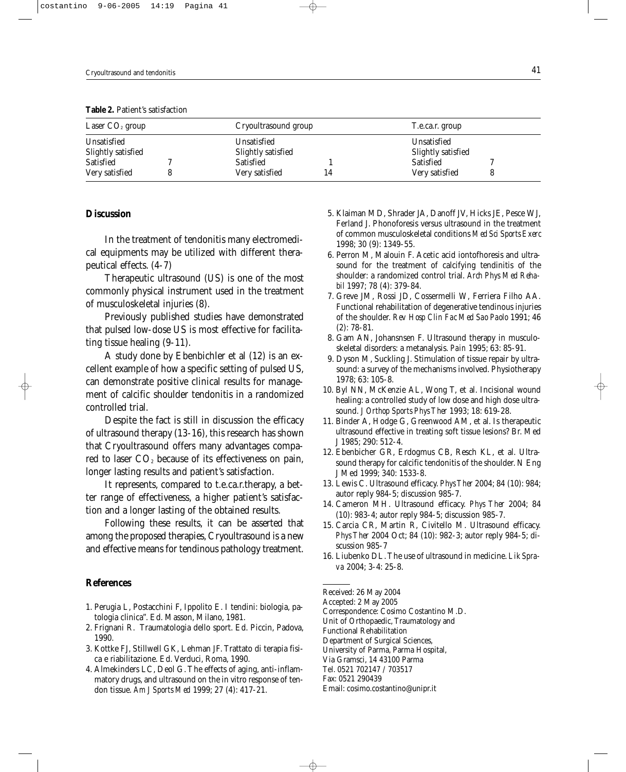**Table 2.** Patient's satisfaction

| Laser $CO_2$ group | | Cryoultrasound group | | T.e.ca.r. group | |
|---|---|---|---|---|---|
| Unsatisfied | | Unsatisfied | | Unsatisfied | |
| Slightly satisfied | | Slightly satisfied | | Slightly satisfied | |
| Satisfied | 7 | Satisfied | 1 | Satisfied | 7 |
| Very satisfied | 8 | Very satisfied | 14 | Very satisfied | 8 |

## Discussion

In the treatment of tendonitis many electromedical equipments may be utilized with different therapeutical effects. (4-7)

Therapeutic ultrasound (US) is one of the most commonly physical instrument used in the treatment of musculoskeletal injuries (8).

Previously published studies have demonstrated that pulsed low-dose US is most effective for facilitating tissue healing (9-11).

A study done by Ebenbichler et al (12) is an excellent example of how a specific setting of pulsed US, can demonstrate positive clinical results for management of calcific shoulder tendonitis in a randomized controlled trial.

Despite the fact is still in discussion the efficacy of ultrasound therapy (13-16), this research has shown that Cryoultrasound offers many advantages compared to laser $CO_2$ because of its effectiveness on pain, longer lasting results and patient's satisfaction.

It represents, compared to t.e.ca.r.therapy, a better range of effectiveness, a higher patient's satisfaction and a longer lasting of the obtained results.

Following these results, it can be asserted that among the proposed therapies, Cryoultrasound is a new and effective means for tendinous pathology treatment.

## References

1. Perugia L, Postacchini F, Ippolito E. I tendini: biologia, patologia clinica". Ed. Masson, Milano, 1981.
2. Frignani R. Traumatologia dello sport. Ed. Piccin, Padova, 1990.
3. Kottke FJ, Stillwell GK, Lehman JF. Trattato di terapia fisica e riabilitazione. Ed. Verduci, Roma, 1990.
4. Almekinders LC, Deol G. The effects of aging, anti-inflammatory drugs, and ultrasound on the in vitro response of tendon tissue. *Am J Sports Med* 1999; 27 (4): 417-21.
5. Klaiman MD, Shrader JA, Danoff JV, Hicks JE, Pesce WJ, Ferland J. Phonoforesis versus ultrasound in the treatment of common musculoskeletal conditions *Med Sci Sports Exerc* 1998; 30 (9): 1349-55.
6. Perron M, Malouin F. Acetic acid iontofhoresis and ultrasound for the treatment of calcifying tendinitis of the shoulder: a randomized control trial. *Arch Phys Med Rehabil* 1997; 78 (4): 379-84.
7. Greve JM, Rossi JD, Cossermelli W, Ferriera Filho AA. Functional rehabilitation of degenerative tendinous injuries of the shoulder. *Rev Hosp Clin Fac Med Sao Paolo* 1991; 46 (2): 78-81.
8. Gam AN, Johansnsen F. Ultrasound therapy in musculoskeletal disorders: a metanalysis. *Pain* 1995; 63: 85-91.
9. Dyson M, Suckling J. Stimulation of tissue repair by ultrasound: a survey of the mechanisms involved. Physiotherapy 1978; 63: 105-8.
10. Byl NN, McKenzie AL, Wong T, et al. Incisional wound healing: a controlled study of low dose and high dose ultrasound. *J Orthop Sports Phys Ther* 1993; 18: 619-28.
11. Binder A, Hodge G, Greenwood AM, et al. Is therapeutic ultrasound effective in treating soft tissue lesions? Br. Med J 1985; 290: 512-4.
12. Ebenbicher GR, Erdogmus CB, Resch KL, et al. Ultrasound therapy for calcific tendonitis of the shoulder. N Eng J Med 1999; 340: 1533-8.
13. Lewis C. Ultrasound efficacy. *Phys Ther* 2004; 84 (10): 984; autor reply 984-5; discussion 985-7.
14. Cameron MH. Ultrasound efficacy. *Phys Ther* 2004; 84 (10): 983-4; autor reply 984-5; discussion 985-7.
15. Carcia CR, Martin R, Civitello M. Ultrasound efficacy. *Phys Ther* 2004 Oct; 84 (10): 982-3; autor reply 984-5; discussion 985-7
16. Liubenko DL. The use of ultrasound in medicine. *Lik Sprava* 2004; 3-4: 25-8.

Received: 26 May 2004
Accepted: 2 May 2005
Correspondence: Cosimo Costantino M.D.
Unit of Orthopaedic, Traumatology and
Functional Rehabilitation
Department of Surgical Sciences,
University of Parma, Parma Hospital,
Via Gramsci, 14 43100 Parma
Tel. 0521 702147 / 703517
Fax: 0521 290439
Email: cosimo.costantino@unipr.it